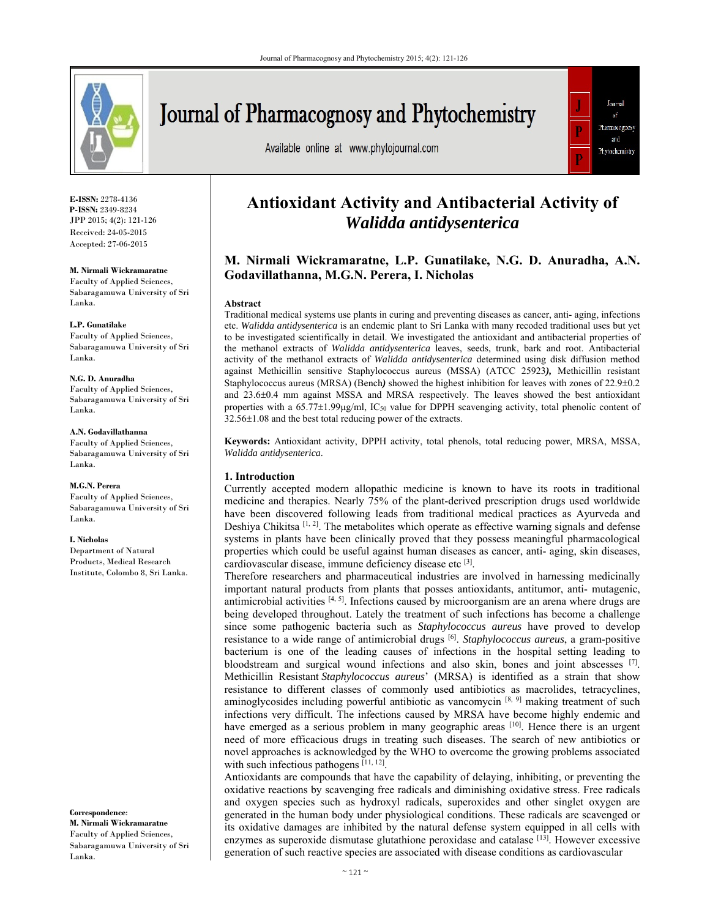# Antioxidant Activity and Antibacterial Activity of *Walidda antidysenterica*

**M. Nirmali Wickramaratne, L.P. Gunatilake, N.G. D. Anuradha, A.N. Godavillathanna, M.G.N. Perera, I. Nicholas**

**E-ISSN:** 2278-4136
**P-ISSN:** 2349-8234
JPP 2015; 4(2): 121-126
Received: 24-05-2015
Accepted: 27-06-2015

**M. Nirmali Wickramaratne**
Faculty of Applied Sciences, Sabaragamuwa University of Sri Lanka.

**L.P. Gunatilake**
Faculty of Applied Sciences, Sabaragamuwa University of Sri Lanka.

**N.G. D. Anuradha**
Faculty of Applied Sciences, Sabaragamuwa University of Sri Lanka.

**A.N. Godavillathanna**
Faculty of Applied Sciences, Sabaragamuwa University of Sri Lanka.

**M.G.N. Perera**
Faculty of Applied Sciences, Sabaragamuwa University of Sri Lanka.

**I. Nicholas**
Department of Natural Products, Medical Research Institute, Colombo 8, Sri Lanka.

**Correspondence:**
**M. Nirmali Wickramaratne**
Faculty of Applied Sciences, Sabaragamuwa University of Sri Lanka.

**Abstract**

Traditional medical systems use plants in curing and preventing diseases as cancer, anti- aging, infections etc. *Walidda antidysenterica* is an endemic plant to Sri Lanka with many recoded traditional uses but yet to be investigated scientifically in detail. We investigated the antioxidant and antibacterial properties of the methanol extracts of *Walidda antidysenterica* leaves, seeds, trunk, bark and root. Antibacterial activity of the methanol extracts of *Walidda antidysenterica* determined using disk diffusion method against Methicillin sensitive Staphylococcus aureus (MSSA) (ATCC 25923**)**, Methicillin resistant Staphylococcus aureus (MRSA) (Bench**)** showed the highest inhibition for leaves with zones of 22.9±0.2 and 23.6±0.4 mm against MSSA and MRSA respectively. The leaves showed the best antioxidant properties with a 65.77±1.99µg/ml, $IC_{50}$ value for DPPH scavenging activity, total phenolic content of 32.56±1.08 and the best total reducing power of the extracts.

**Keywords:** Antioxidant activity, DPPH activity, total phenols, total reducing power, MRSA, MSSA, *Walidda antidysenterica*.

## 1. Introduction

Currently accepted modern allopathic medicine is known to have its roots in traditional medicine and therapies. Nearly 75% of the plant-derived prescription drugs used worldwide have been discovered following leads from traditional medical practices as Ayurveda and Deshiya Chikitsa [1, 2]. The metabolites which operate as effective warning signals and defense systems in plants have been clinically proved that they possess meaningful pharmacological properties which could be useful against human diseases as cancer, anti- aging, skin diseases, cardiovascular disease, immune deficiency disease etc [3].

Therefore researchers and pharmaceutical industries are involved in harnessing medicinally important natural products from plants that posses antioxidants, antitumor, anti- mutagenic, antimicrobial activities [4, 5]. Infections caused by microorganism are an arena where drugs are being developed throughout. Lately the treatment of such infections has become a challenge since some pathogenic bacteria such as *Staphylococcus aureus* have proved to develop resistance to a wide range of antimicrobial drugs [6]. *Staphylococcus aureus*, a gram-positive bacterium is one of the leading causes of infections in the hospital setting leading to bloodstream and surgical wound infections and also skin, bones and joint abscesses [7]. Methicillin Resistant *Staphylococcus aureus*' (MRSA) is identified as a strain that show resistance to different classes of commonly used antibiotics as macrolides, tetracyclines, aminoglycosides including powerful antibiotic as vancomycin [8, 9] making treatment of such infections very difficult. The infections caused by MRSA have become highly endemic and have emerged as a serious problem in many geographic areas [10]. Hence there is an urgent need of more efficacious drugs in treating such diseases. The search of new antibiotics or novel approaches is acknowledged by the WHO to overcome the growing problems associated with such infectious pathogens [11, 12].

Antioxidants are compounds that have the capability of delaying, inhibiting, or preventing the oxidative reactions by scavenging free radicals and diminishing oxidative stress. Free radicals and oxygen species such as hydroxyl radicals, superoxides and other singlet oxygen are generated in the human body under physiological conditions. These radicals are scavenged or its oxidative damages are inhibited by the natural defense system equipped in all cells with enzymes as superoxide dismutase glutathione peroxidase and catalase [13]. However excessive generation of such reactive species are associated with disease conditions as cardiovascular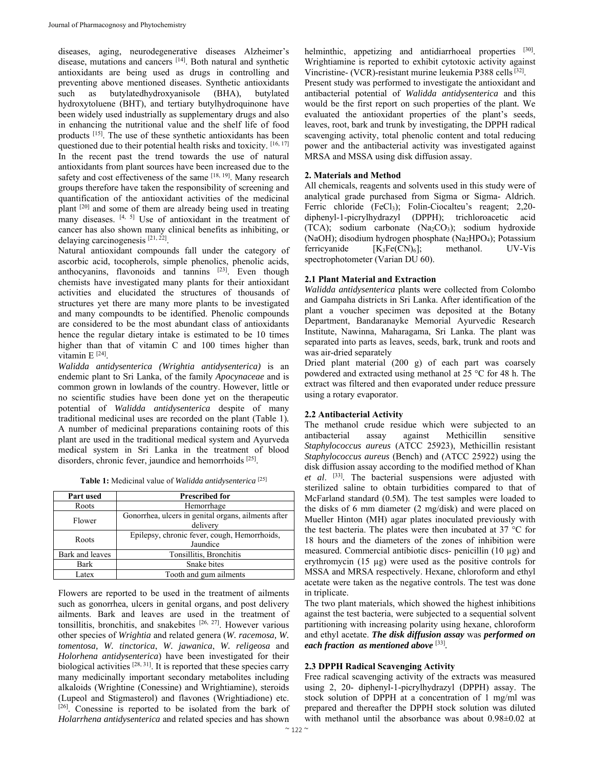diseases, aging, neurodegenerative diseases Alzheimer's disease, mutations and cancers [14]. Both natural and synthetic antioxidants are being used as drugs in controlling and preventing above mentioned diseases. Synthetic antioxidants such as butylatedhydroxyanisole (BHA), butylated hydroxytoluene (BHT), and tertiary butylhydroquinone have been widely used industrially as supplementary drugs and also in enhancing the nutritional value and the shelf life of food products [15]. The use of these synthetic antioxidants has been questioned due to their potential health risks and toxicity. [16, 17] In the recent past the trend towards the use of natural antioxidants from plant sources have been increased due to the safety and cost effectiveness of the same [18, 19]. Many research groups therefore have taken the responsibility of screening and quantification of the antioxidant activities of the medicinal plant [20] and some of them are already being used in treating many diseases. [4, 5] Use of antioxidant in the treatment of cancer has also shown many clinical benefits as inhibiting, or delaying carcinogenesis [21, 22].

Natural antioxidant compounds fall under the category of ascorbic acid, tocopherols, simple phenolics, phenolic acids, anthocyanins, flavonoids and tannins [23]. Even though chemists have investigated many plants for their antioxidant activities and elucidated the structures of thousands of structures yet there are many more plants to be investigated and many compoundts to be identified. Phenolic compounds are considered to be the most abundant class of antioxidants hence the regular dietary intake is estimated to be 10 times higher than that of vitamin C and 100 times higher than vitamin E [24].

*Walidda antidysenterica (Wrightia antidysenterica)* is an endemic plant to Sri Lanka, of the family *Apocynaceae* and is common grown in lowlands of the country. However, little or no scientific studies have been done yet on the therapeutic potential of *Walidda antidysenterica* despite of many traditional medicinal uses are recorded on the plant (Table 1). A number of medicinal preparations containing roots of this plant are used in the traditional medical system and Ayurveda medical system in Sri Lanka in the treatment of blood disorders, chronic fever, jaundice and hemorrhoids [25].

**Table 1:** Medicinal value of *Walidda antidysenterica* [25]

| Part used | Prescribed for |
|---|---|
| Roots | Hemorrhage |
| Flower | Gonorrhea, ulcers in genital organs, ailments after delivery |
| Roots | Epilepsy, chronic fever, cough, Hemorrhoids, Jaundice |
| Bark and leaves | Tonsillitis, Bronchitis |
| Bark | Snake bites |
| Latex | Tooth and gum ailments |

Flowers are reported to be used in the treatment of ailments such as gonorrhea, ulcers in genital organs, and post delivery ailments. Bark and leaves are used in the treatment of tonsillitis, bronchitis, and snakebites [26, 27]. However various other species of *Wrightia* and related genera (*W. racemosa, W. tomentosa, W. tinctorica*, *W. jawanica*, *W. religeosa* and *Holorhena antidysenterica*) have been investigated for their biological activities [28, 31]. It is reported that these species carry many medicinally important secondary metabolites including alkaloids (Wrightine (Conessine) and Wrightiamine), steroids (Lupeol and Stigmasterol) and flavones (Wrightiadione) etc. [26]. Conessine is reported to be isolated from the bark of *Holarrhena antidysenterica* and related species and has shown helminthic, appetizing and antidiarrhoeal properties [30]. Wrightiamine is reported to exhibit cytotoxic activity against Vincristine- (VCR)-resistant murine leukemia P388 cells [32].

Present study was performed to investigate the antioxidant and antibacterial potential of *Walidda antidysenterica* and this would be the first report on such properties of the plant. We evaluated the antioxidant properties of the plant's seeds, leaves, root, bark and trunk by investigating, the DPPH radical scavenging activity, total phenolic content and total reducing power and the antibacterial activity was investigated against MRSA and MSSA using disk diffusion assay.

## 2. Materials and Method

All chemicals, reagents and solvents used in this study were of analytical grade purchased from Sigma or Sigma- Aldrich. Ferric chloride ($FeCl_3$); Folin-Ciocalteu's reagent; 2,20-diphenyl-1-picrylhydrazyl (DPPH); trichloroacetic acid (TCA); sodium carbonate ($Na_2CO_3$); sodium hydroxide (NaOH); disodium hydrogen phosphate ($Na_2HPO_4$); Potassium ferricyanide [$K_3Fe(CN)_6$]; methanol. UV-Vis spectrophotometer (Varian DU 60).

### 2.1 Plant Material and Extraction

*Walidda antidysenterica* plants were collected from Colombo and Gampaha districts in Sri Lanka. After identification of the plant a voucher specimen was deposited at the Botany Department, Bandaranayke Memorial Ayurvedic Research Institute, Nawinna, Maharagama, Sri Lanka. The plant was separated into parts as leaves, seeds, bark, trunk and roots and was air-dried separately

Dried plant material (200 g) of each part was coarsely powdered and extracted using methanol at 25 °C for 48 h. The extract was filtered and then evaporated under reduce pressure using a rotary evaporator.

### 2.2 Antibacterial Activity

The methanol crude residue which were subjected to an antibacterial assay against Methicillin sensitive *Staphylococcus aureus* (ATCC 25923), Methicillin resistant *Staphylococcus aureus* (Bench) and (ATCC 25922) using the disk diffusion assay according to the modified method of Khan *et al*. [33]. The bacterial suspensions were adjusted with sterilized saline to obtain turbidities compared to that of McFarland standard (0.5M). The test samples were loaded to the disks of 6 mm diameter (2 mg/disk) and were placed on Mueller Hinton (MH) agar plates inoculated previously with the test bacteria. The plates were then incubated at 37 °C for 18 hours and the diameters of the zones of inhibition were measured. Commercial antibiotic discs- penicillin (10 µg) and erythromycin (15 µg) were used as the positive controls for MSSA and MRSA respectively. Hexane, chloroform and ethyl acetate were taken as the negative controls. The test was done in triplicate.

The two plant materials, which showed the highest inhibitions against the test bacteria, were subjected to a sequential solvent partitioning with increasing polarity using hexane, chloroform and ethyl acetate. ***The disk diffusion assay*** was ***performed on each fraction as mentioned above*** [33].

### 2.3 DPPH Radical Scavenging Activity

Free radical scavenging activity of the extracts was measured using 2, 20- diphenyl-1-picrylhydrazyl (DPPH) assay. The stock solution of DPPH at a concentration of 1 mg/ml was prepared and thereafter the DPPH stock solution was diluted with methanol until the absorbance was about 0.98±0.02 at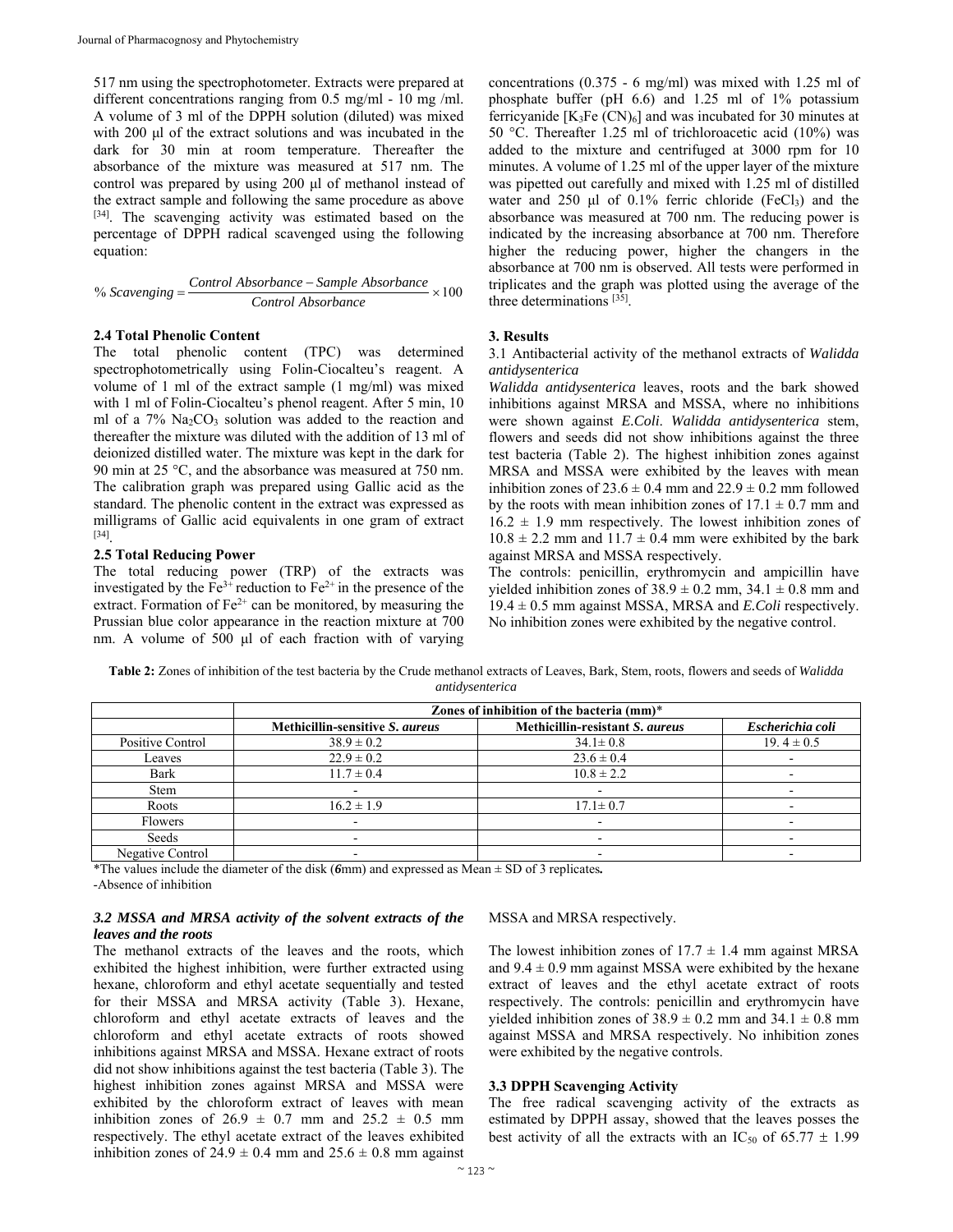517 nm using the spectrophotometer. Extracts were prepared at different concentrations ranging from 0.5 mg/ml - 10 mg /ml. A volume of 3 ml of the DPPH solution (diluted) was mixed with 200 µl of the extract solutions and was incubated in the dark for 30 min at room temperature. Thereafter the absorbance of the mixture was measured at 517 nm. The control was prepared by using 200 µl of methanol instead of the extract sample and following the same procedure as above [34]. The scavenging activity was estimated based on the percentage of DPPH radical scavenged using the following equation:

$$\% \, Scavenging = \frac{Control \, Absorbance - Sample \, Absorbance}{Control \, Absorbance} \times 100$$

### 2.4 Total Phenolic Content

The total phenolic content (TPC) was determined spectrophotometrically using Folin-Ciocalteu's reagent. A volume of 1 ml of the extract sample (1 mg/ml) was mixed with 1 ml of Folin-Ciocalteu's phenol reagent. After 5 min, 10 ml of a 7% $Na_2CO_3$ solution was added to the reaction and thereafter the mixture was diluted with the addition of 13 ml of deionized distilled water. The mixture was kept in the dark for 90 min at 25 °C, and the absorbance was measured at 750 nm. The calibration graph was prepared using Gallic acid as the standard. The phenolic content in the extract was expressed as milligrams of Gallic acid equivalents in one gram of extract [34].

### 2.5 Total Reducing Power

The total reducing power (TRP) of the extracts was investigated by the $Fe^{3+}$ reduction to $Fe^{2+}$ in the presence of the extract. Formation of $Fe^{2+}$ can be monitored, by measuring the Prussian blue color appearance in the reaction mixture at 700 nm. A volume of 500 µl of each fraction with of varying concentrations (0.375 - 6 mg/ml) was mixed with 1.25 ml of phosphate buffer (pH 6.6) and 1.25 ml of 1% potassium ferricyanide $[K_3Fe\,(CN)_6]$ and was incubated for 30 minutes at 50 °C. Thereafter 1.25 ml of trichloroacetic acid (10%) was added to the mixture and centrifuged at 3000 rpm for 10 minutes. A volume of 1.25 ml of the upper layer of the mixture was pipetted out carefully and mixed with 1.25 ml of distilled water and 250 µl of 0.1% ferric chloride ($FeCl_3$) and the absorbance was measured at 700 nm. The reducing power is indicated by the increasing absorbance at 700 nm. Therefore higher the reducing power, higher the changers in the absorbance at 700 nm is observed. All tests were performed in triplicates and the graph was plotted using the average of the three determinations [35].

## 3. Results

3.1 Antibacterial activity of the methanol extracts of *Walidda antidysenterica*

*Walidda antidysenterica* leaves, roots and the bark showed inhibitions against MRSA and MSSA, where no inhibitions were shown against *E.Coli*. *Walidda antidysenterica* stem, flowers and seeds did not show inhibitions against the three test bacteria (Table 2). The highest inhibition zones against MRSA and MSSA were exhibited by the leaves with mean inhibition zones of 23.6 ± 0.4 mm and 22.9 ± 0.2 mm followed by the roots with mean inhibition zones of 17.1 ± 0.7 mm and 16.2 ± 1.9 mm respectively. The lowest inhibition zones of 10.8 ± 2.2 mm and 11.7 ± 0.4 mm were exhibited by the bark against MRSA and MSSA respectively.

The controls: penicillin, erythromycin and ampicillin have yielded inhibition zones of 38.9 ± 0.2 mm, 34.1 ± 0.8 mm and 19.4 ± 0.5 mm against MSSA, MRSA and *E.Coli* respectively. No inhibition zones were exhibited by the negative control.

**Table 2:** Zones of inhibition of the test bacteria by the Crude methanol extracts of Leaves, Bark, Stem, roots, flowers and seeds of *Walidda antidysenterica*

| | **Zones of inhibition of the bacteria (mm)*** | | |
|---|---|---|---|
| | **Methicillin-sensitive *S. aureus*** | **Methicillin-resistant *S. aureus*** | ***Escherichia coli*** |
| Positive Control | 38.9 ± 0.2 | 34.1± 0.8 | 19. 4 ± 0.5 |
| Leaves | 22.9 ± 0.2 | 23.6 ± 0.4 | - |
| Bark | 11.7 ± 0.4 | 10.8 ± 2.2 | - |
| Stem | - | - | - |
| Roots | 16.2 ± 1.9 | 17.1± 0.7 | - |
| Flowers | - | - | - |
| Seeds | - | - | - |
| Negative Control | - | - | - |

*The values include the diameter of the disk (***6***mm) and expressed as Mean ± SD of 3 replicates**.**

-Absence of inhibition

### *3.2 MSSA and MRSA activity of the solvent extracts of the leaves and the roots*

The methanol extracts of the leaves and the roots, which exhibited the highest inhibition, were further extracted using hexane, chloroform and ethyl acetate sequentially and tested for their MSSA and MRSA activity (Table 3). Hexane, chloroform and ethyl acetate extracts of leaves and the chloroform and ethyl acetate extracts of roots showed inhibitions against MRSA and MSSA. Hexane extract of roots did not show inhibitions against the test bacteria (Table 3). The highest inhibition zones against MRSA and MSSA were exhibited by the chloroform extract of leaves with mean inhibition zones of 26.9 ± 0.7 mm and 25.2 ± 0.5 mm respectively. The ethyl acetate extract of the leaves exhibited inhibition zones of 24.9 ± 0.4 mm and 25.6 ± 0.8 mm against MSSA and MRSA respectively.

The lowest inhibition zones of 17.7 ± 1.4 mm against MRSA and 9.4 ± 0.9 mm against MSSA were exhibited by the hexane extract of leaves and the ethyl acetate extract of roots respectively. The controls: penicillin and erythromycin have yielded inhibition zones of 38.9 ± 0.2 mm and 34.1 ± 0.8 mm against MSSA and MRSA respectively. No inhibition zones were exhibited by the negative controls.

### 3.3 DPPH Scavenging Activity

The free radical scavenging activity of the extracts as estimated by DPPH assay, showed that the leaves posses the best activity of all the extracts with an $IC_{50}$ of 65.77 ± 1.99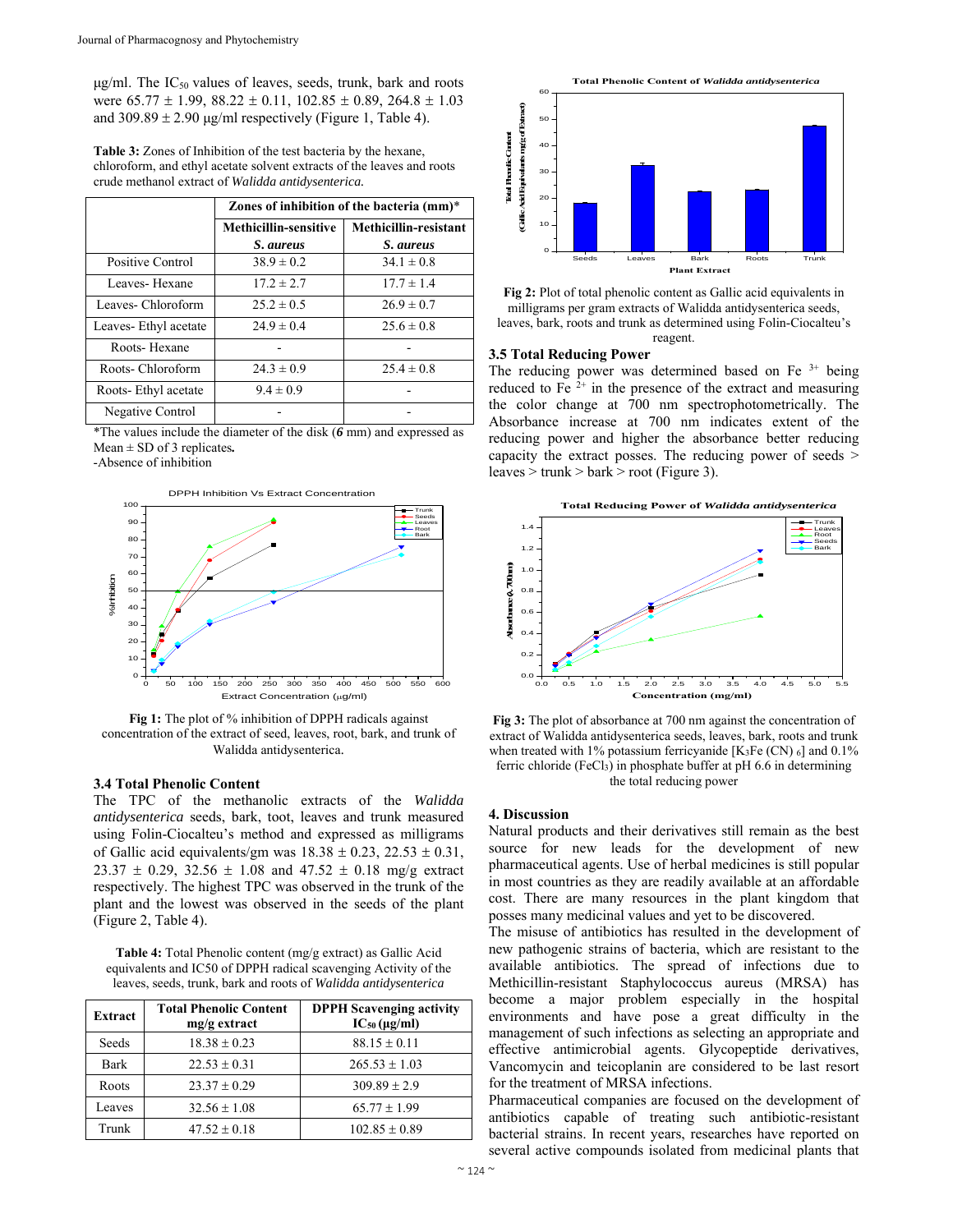μg/ml. The $IC_{50}$ values of leaves, seeds, trunk, bark and roots were 65.77 ± 1.99, 88.22 ± 0.11, 102.85 ± 0.89, 264.8 ± 1.03 and 309.89 ± 2.90 μg/ml respectively (Figure 1, Table 4).

**Table 3:** Zones of Inhibition of the test bacteria by the hexane, chloroform, and ethyl acetate solvent extracts of the leaves and roots crude methanol extract of *Walidda antidysenterica.*

| | Zones of inhibition of the bacteria (mm)* | |
|---|---|---|
| | **Methicillin-sensitive *S. aureus*** | **Methicillin-resistant *S. aureus*** |
| Positive Control | 38.9 ± 0.2 | 34.1 ± 0.8 |
| Leaves- Hexane | 17.2 ± 2.7 | 17.7 ± 1.4 |
| Leaves- Chloroform | 25.2 ± 0.5 | 26.9 ± 0.7 |
| Leaves- Ethyl acetate | 24.9 ± 0.4 | 25.6 ± 0.8 |
| Roots- Hexane | - | - |
| Roots- Chloroform | 24.3 ± 0.9 | 25.4 ± 0.8 |
| Roots- Ethyl acetate | 9.4 ± 0.9 | - |
| Negative Control | - | - |

*The values include the diameter of the disk (***6*** mm) and expressed as Mean ± SD of 3 replicates**.**
-Absence of inhibition

**Fig 1:** The plot of % inhibition of DPPH radicals against concentration of the extract of seed, leaves, root, bark, and trunk of Walidda antidysenterica.

### 3.4 Total Phenolic Content

The TPC of the methanolic extracts of the *Walidda antidysenterica* seeds, bark, toot, leaves and trunk measured using Folin-Ciocalteu's method and expressed as milligrams of Gallic acid equivalents/gm was 18.38 ± 0.23, 22.53 ± 0.31, 23.37 ± 0.29, 32.56 ± 1.08 and 47.52 ± 0.18 mg/g extract respectively. The highest TPC was observed in the trunk of the plant and the lowest was observed in the seeds of the plant (Figure 2, Table 4).

**Table 4:** Total Phenolic content (mg/g extract) as Gallic Acid equivalents and IC50 of DPPH radical scavenging Activity of the leaves, seeds, trunk, bark and roots of *Walidda antidysenterica*

| Extract | Total Phenolic Content mg/g extract | DPPH Scavenging activity $IC_{50}$ (μg/ml) |
|---|---|---|
| Seeds | 18.38 ± 0.23 | 88.15 ± 0.11 |
| Bark | 22.53 ± 0.31 | 265.53 ± 1.03 |
| Roots | 23.37 ± 0.29 | 309.89 ± 2.9 |
| Leaves | 32.56 ± 1.08 | 65.77 ± 1.99 |
| Trunk | 47.52 ± 0.18 | 102.85 ± 0.89 |

**Fig 2:** Plot of total phenolic content as Gallic acid equivalents in milligrams per gram extracts of Walidda antidysenterica seeds, leaves, bark, roots and trunk as determined using Folin-Ciocalteu's reagent.

### 3.5 Total Reducing Power

The reducing power was determined based on $Fe^{3+}$ being reduced to $Fe^{2+}$ in the presence of the extract and measuring the color change at 700 nm spectrophotometrically. The Absorbance increase at 700 nm indicates extent of the reducing power and higher the absorbance better reducing capacity the extract posses. The reducing power of seeds > leaves > trunk > bark > root (Figure 3).

**Fig 3:** The plot of absorbance at 700 nm against the concentration of extract of Walidda antidysenterica seeds, leaves, bark, roots and trunk when treated with 1% potassium ferricyanide [$K_3Fe(CN)_6$] and 0.1% ferric chloride ($FeCl_3$) in phosphate buffer at pH 6.6 in determining the total reducing power

## 4. Discussion

Natural products and their derivatives still remain as the best source for new leads for the development of new pharmaceutical agents. Use of herbal medicines is still popular in most countries as they are readily available at an affordable cost. There are many resources in the plant kingdom that posses many medicinal values and yet to be discovered.

The misuse of antibiotics has resulted in the development of new pathogenic strains of bacteria, which are resistant to the available antibiotics. The spread of infections due to Methicillin-resistant Staphylococcus aureus (MRSA) has become a major problem especially in the hospital environments and have pose a great difficulty in the management of such infections as selecting an appropriate and effective antimicrobial agents. Glycopeptide derivatives, Vancomycin and teicoplanin are considered to be last resort for the treatment of MRSA infections.

Pharmaceutical companies are focused on the development of antibiotics capable of treating such antibiotic-resistant bacterial strains. In recent years, researches have reported on several active compounds isolated from medicinal plants that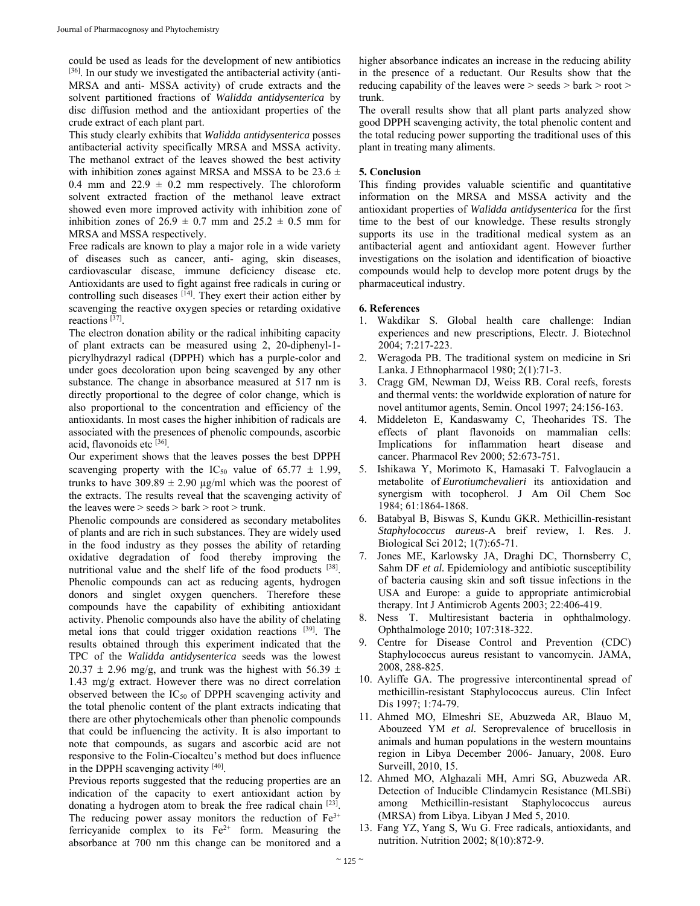could be used as leads for the development of new antibiotics [36]. In our study we investigated the antibacterial activity (anti-MRSA and anti- MSSA activity) of crude extracts and the solvent partitioned fractions of *Walidda antidysenterica* by disc diffusion method and the antioxidant properties of the crude extract of each plant part.

This study clearly exhibits that *Walidda antidysenterica* posses antibacterial activity specifically MRSA and MSSA activity. The methanol extract of the leaves showed the best activity with inhibition zone**s** against MRSA and MSSA to be 23.6 ± 0.4 mm and 22.9 ± 0.2 mm respectively. The chloroform solvent extracted fraction of the methanol leave extract showed even more improved activity with inhibition zone of inhibition zones of 26.9 ± 0.7 mm and 25.2 ± 0.5 mm for MRSA and MSSA respectively.

Free radicals are known to play a major role in a wide variety of diseases such as cancer, anti- aging, skin diseases, cardiovascular disease, immune deficiency disease etc. Antioxidants are used to fight against free radicals in curing or controlling such diseases [14]. They exert their action either by scavenging the reactive oxygen species or retarding oxidative reactions [37].

The electron donation ability or the radical inhibiting capacity of plant extracts can be measured using 2, 20-diphenyl-1-picrylhydrazyl radical (DPPH) which has a purple-color and under goes decoloration upon being scavenged by any other substance. The change in absorbance measured at 517 nm is directly proportional to the degree of color change, which is also proportional to the concentration and efficiency of the antioxidants. In most cases the higher inhibition of radicals are associated with the presences of phenolic compounds, ascorbic acid, flavonoids etc [36].

Our experiment shows that the leaves posses the best DPPH scavenging property with the $IC_{50}$ value of 65.77 ± 1.99, trunks to have 309.89 ± 2.90 µg/ml which was the poorest of the extracts. The results reveal that the scavenging activity of the leaves were > seeds > bark > root > trunk.

Phenolic compounds are considered as secondary metabolites of plants and are rich in such substances. They are widely used in the food industry as they posses the ability of retarding oxidative degradation of food thereby improving the nutritional value and the shelf life of the food products [38]. Phenolic compounds can act as reducing agents, hydrogen donors and singlet oxygen quenchers. Therefore these compounds have the capability of exhibiting antioxidant activity. Phenolic compounds also have the ability of chelating metal ions that could trigger oxidation reactions [39]. The results obtained through this experiment indicated that the TPC of the *Walidda antidysenterica* seeds was the lowest 20.37 ± 2.96 mg/g, and trunk was the highest with 56.39 ± 1.43 mg/g extract. However there was no direct correlation observed between the $IC_{50}$ of DPPH scavenging activity and the total phenolic content of the plant extracts indicating that there are other phytochemicals other than phenolic compounds that could be influencing the activity. It is also important to note that compounds, as sugars and ascorbic acid are not responsive to the Folin-Ciocalteu's method but does influence in the DPPH scavenging activity [40].

Previous reports suggested that the reducing properties are an indication of the capacity to exert antioxidant action by donating a hydrogen atom to break the free radical chain [23]. The reducing power assay monitors the reduction of $Fe^{3+}$ ferricyanide complex to its $Fe^{2+}$ form. Measuring the absorbance at 700 nm this change can be monitored and a higher absorbance indicates an increase in the reducing ability in the presence of a reductant. Our Results show that the reducing capability of the leaves were > seeds > bark > root > trunk.

The overall results show that all plant parts analyzed show good DPPH scavenging activity, the total phenolic content and the total reducing power supporting the traditional uses of this plant in treating many aliments.

## 5. Conclusion

This finding provides valuable scientific and quantitative information on the MRSA and MSSA activity and the antioxidant properties of *Walidda antidysenterica* for the first time to the best of our knowledge. These results strongly supports its use in the traditional medical system as an antibacterial agent and antioxidant agent. However further investigations on the isolation and identification of bioactive compounds would help to develop more potent drugs by the pharmaceutical industry.

## 6. References

1. Wakdikar S. Global health care challenge: Indian experiences and new prescriptions, Electr. J. Biotechnol 2004; 7:217-223.
2. Weragoda PB. The traditional system on medicine in Sri Lanka. J Ethnopharmacol 1980; 2(1):71-3.
3. Cragg GM, Newman DJ, Weiss RB. Coral reefs, forests and thermal vents: the worldwide exploration of nature for novel antitumor agents, Semin. Oncol 1997; 24:156-163.
4. Middeleton E, Kandaswamy C, Theoharides TS. The effects of plant flavonoids on mammalian cells: Implications for inflammation heart disease and cancer. Pharmacol Rev 2000; 52:673-751.
5. Ishikawa Y, Morimoto K, Hamasaki T. Falvoglaucin a metabolite of *Eurotiumchevalieri* its antioxidation and synergism with tocopherol. J Am Oil Chem Soc 1984; 61:1864-1868.
6. Batabyal B, Biswas S, Kundu GKR. Methicillin-resistant *Staphylococcus aureus*-A breif review, I. Res. J. Biological Sci 2012; 1(7):65-71.
7. Jones ME, Karlowsky JA, Draghi DC, Thornsberry C, Sahm DF *et al.* Epidemiology and antibiotic susceptibility of bacteria causing skin and soft tissue infections in the USA and Europe: a guide to appropriate antimicrobial therapy. Int J Antimicrob Agents 2003; 22:406-419.
8. Ness T. Multiresistant bacteria in ophthalmology. Ophthalmologe 2010; 107:318-322.
9. Centre for Disease Control and Prevention (CDC) Staphylococcus aureus resistant to vancomycin. JAMA, 2008, 288-825.
10. Ayliffe GA. The progressive intercontinental spread of methicillin-resistant Staphylococcus aureus. Clin Infect Dis 1997; 1:74-79.
11. Ahmed MO, Elmeshri SE, Abuzweda AR, Blauo M, Abouzeed YM *et al.* Seroprevalence of brucellosis in animals and human populations in the western mountains region in Libya December 2006- January, 2008. Euro Surveill, 2010, 15.
12. Ahmed MO, Alghazali MH, Amri SG, Abuzweda AR. Detection of Inducible Clindamycin Resistance (MLSBi) among Methicillin-resistant Staphylococcus aureus (MRSA) from Libya. Libyan J Med 5, 2010.
13. Fang YZ, Yang S, Wu G. Free radicals, antioxidants, and nutrition. Nutrition 2002; 8(10):872-9.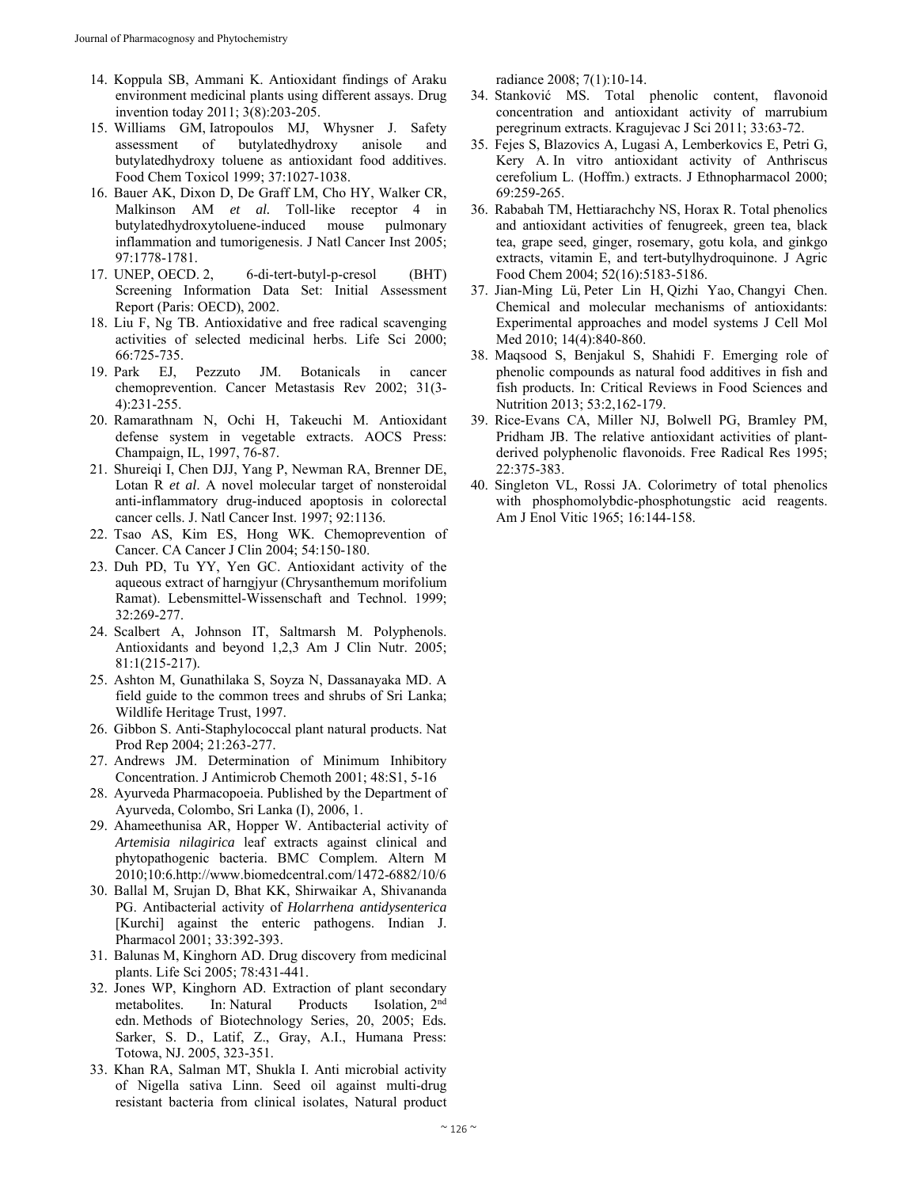14. Koppula SB, Ammani K. Antioxidant findings of Araku environment medicinal plants using different assays. Drug invention today 2011; 3(8):203-205.
15. Williams GM, Iatropoulos MJ, Whysner J. Safety assessment of butylatedhydroxy anisole and butylatedhydroxy toluene as antioxidant food additives. Food Chem Toxicol 1999; 37:1027-1038.
16. Bauer AK, Dixon D, De Graff LM, Cho HY, Walker CR, Malkinson AM *et al.* Toll-like receptor 4 in butylatedhydroxytoluene-induced mouse pulmonary inflammation and tumorigenesis. J Natl Cancer Inst 2005; 97:1778-1781.
17. UNEP, OECD. 2, 6-di-tert-butyl-p-cresol (BHT) Screening Information Data Set: Initial Assessment Report (Paris: OECD), 2002.
18. Liu F, Ng TB. Antioxidative and free radical scavenging activities of selected medicinal herbs. Life Sci 2000; 66:725-735.
19. Park EJ, Pezzuto JM. Botanicals in cancer chemoprevention. Cancer Metastasis Rev 2002; 31(3-4):231-255.
20. Ramarathnam N, Ochi H, Takeuchi M. Antioxidant defense system in vegetable extracts. AOCS Press: Champaign, IL, 1997, 76-87.
21. Shureiqi I, Chen DJJ, Yang P, Newman RA, Brenner DE, Lotan R *et al*. A novel molecular target of nonsteroidal anti-inflammatory drug-induced apoptosis in colorectal cancer cells. J. Natl Cancer Inst. 1997; 92:1136.
22. Tsao AS, Kim ES, Hong WK. Chemoprevention of Cancer. CA Cancer J Clin 2004; 54:150-180.
23. Duh PD, Tu YY, Yen GC. Antioxidant activity of the aqueous extract of harngjyur (Chrysanthemum morifolium Ramat). Lebensmittel-Wissenschaft and Technol. 1999; 32:269-277.
24. Scalbert A, Johnson IT, Saltmarsh M. Polyphenols. Antioxidants and beyond 1,2,3 Am J Clin Nutr. 2005; 81:1(215-217).
25. Ashton M, Gunathilaka S, Soyza N, Dassanayaka MD. A field guide to the common trees and shrubs of Sri Lanka; Wildlife Heritage Trust, 1997.
26. Gibbon S. Anti-Staphylococcal plant natural products. Nat Prod Rep 2004; 21:263-277.
27. Andrews JM. Determination of Minimum Inhibitory Concentration. J Antimicrob Chemoth 2001; 48:S1, 5-16
28. Ayurveda Pharmacopoeia. Published by the Department of Ayurveda, Colombo, Sri Lanka (I), 2006, 1.
29. Ahameethunisa AR, Hopper W. Antibacterial activity of *Artemisia nilagirica* leaf extracts against clinical and phytopathogenic bacteria. BMC Complem. Altern M 2010;10:6.http://www.biomedcentral.com/1472-6882/10/6
30. Ballal M, Srujan D, Bhat KK, Shirwaikar A, Shivananda PG. Antibacterial activity of *Holarrhena antidysenterica* [Kurchi] against the enteric pathogens. Indian J. Pharmacol 2001; 33:392-393.
31. Balunas M, Kinghorn AD. Drug discovery from medicinal plants. Life Sci 2005; 78:431-441.
32. Jones WP, Kinghorn AD. Extraction of plant secondary metabolites. In: Natural Products Isolation, 2nd edn. Methods of Biotechnology Series, 20, 2005; Eds. Sarker, S. D., Latif, Z., Gray, A.I., Humana Press: Totowa, NJ. 2005, 323-351.
33. Khan RA, Salman MT, Shukla I. Anti microbial activity of Nigella sativa Linn. Seed oil against multi-drug resistant bacteria from clinical isolates, Natural product radiance 2008; 7(1):10-14.
34. Stanković MS. Total phenolic content, flavonoid concentration and antioxidant activity of marrubium peregrinum extracts. Kragujevac J Sci 2011; 33:63-72.
35. Fejes S, Blazovics A, Lugasi A, Lemberkovics E, Petri G, Kery A. In vitro antioxidant activity of Anthriscus cerefolium L. (Hoffm.) extracts. J Ethnopharmacol 2000; 69:259-265.
36. Rababah TM, Hettiarachchy NS, Horax R. Total phenolics and antioxidant activities of fenugreek, green tea, black tea, grape seed, ginger, rosemary, gotu kola, and ginkgo extracts, vitamin E, and tert-butylhydroquinone. J Agric Food Chem 2004; 52(16):5183-5186.
37. Jian-Ming Lü, Peter Lin H, Qizhi Yao, Changyi Chen. Chemical and molecular mechanisms of antioxidants: Experimental approaches and model systems J Cell Mol Med 2010; 14(4):840-860.
38. Maqsood S, Benjakul S, Shahidi F. Emerging role of phenolic compounds as natural food additives in fish and fish products. In: Critical Reviews in Food Sciences and Nutrition 2013; 53:2,162-179.
39. Rice-Evans CA, Miller NJ, Bolwell PG, Bramley PM, Pridham JB. The relative antioxidant activities of plant-derived polyphenolic flavonoids. Free Radical Res 1995; 22:375-383.
40. Singleton VL, Rossi JA. Colorimetry of total phenolics with phosphomolybdic-phosphotungstic acid reagents. Am J Enol Vitic 1965; 16:144-158.